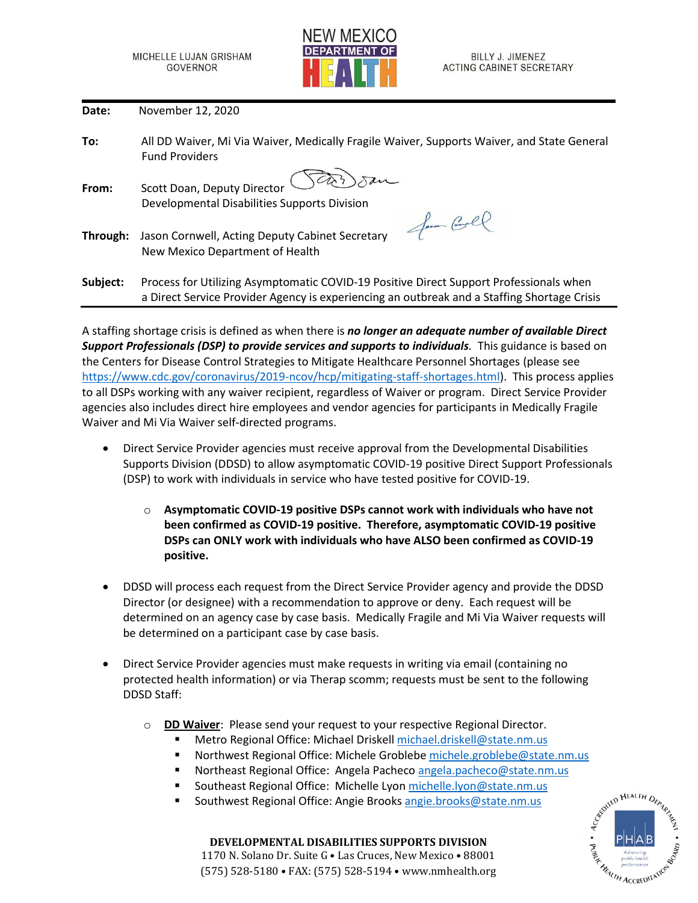MICHELLE LUJAN GRISHAM
GOVERNOR

NEW MEXICO
DEPARTMENT OF
HEALTH

BILLY J. JIMENEZ
ACTING CABINET SECRETARY

**Date:** November 12, 2020

**To:** All DD Waiver, Mi Via Waiver, Medically Fragile Waiver, Supports Waiver, and State General Fund Providers

**From:** Scott Doan, Deputy Director
Developmental Disabilities Supports Division

**Through:** Jason Cornwell, Acting Deputy Cabinet Secretary
New Mexico Department of Health

**Subject:** Process for Utilizing Asymptomatic COVID-19 Positive Direct Support Professionals when a Direct Service Provider Agency is experiencing an outbreak and a Staffing Shortage Crisis

---

A staffing shortage crisis is defined as when there is ***no longer an adequate number of available Direct Support Professionals (DSP) to provide services and supports to individuals.*** This guidance is based on the Centers for Disease Control Strategies to Mitigate Healthcare Personnel Shortages (please see https://www.cdc.gov/coronavirus/2019-ncov/hcp/mitigating-staff-shortages.html). This process applies to all DSPs working with any waiver recipient, regardless of Waiver or program. Direct Service Provider agencies also includes direct hire employees and vendor agencies for participants in Medically Fragile Waiver and Mi Via Waiver self-directed programs.

- Direct Service Provider agencies must receive approval from the Developmental Disabilities Supports Division (DDSD) to allow asymptomatic COVID-19 positive Direct Support Professionals (DSP) to work with individuals in service who have tested positive for COVID-19.
  - **Asymptomatic COVID-19 positive DSPs cannot work with individuals who have not been confirmed as COVID-19 positive. Therefore, asymptomatic COVID-19 positive DSPs can ONLY work with individuals who have ALSO been confirmed as COVID-19 positive.**

- DDSD will process each request from the Direct Service Provider agency and provide the DDSD Director (or designee) with a recommendation to approve or deny. Each request will be determined on an agency case by case basis. Medically Fragile and Mi Via Waiver requests will be determined on a participant case by case basis.

- Direct Service Provider agencies must make requests in writing via email (containing no protected health information) or via Therap scomm; requests must be sent to the following DDSD Staff:
  - **DD Waiver**: Please send your request to your respective Regional Director.
    - Metro Regional Office: Michael Driskell michael.driskell@state.nm.us
    - Northwest Regional Office: Michele Groblebe michele.groblebe@state.nm.us
    - Northeast Regional Office: Angela Pacheco angela.pacheco@state.nm.us
    - Southeast Regional Office: Michelle Lyon michelle.lyon@state.nm.us
    - Southwest Regional Office: Angie Brooks angie.brooks@state.nm.us

**DEVELOPMENTAL DISABILITIES SUPPORTS DIVISION**
1170 N. Solano Dr. Suite G • Las Cruces, New Mexico • 88001
(575) 528-5180 • FAX: (575) 528-5194 • www.nmhealth.org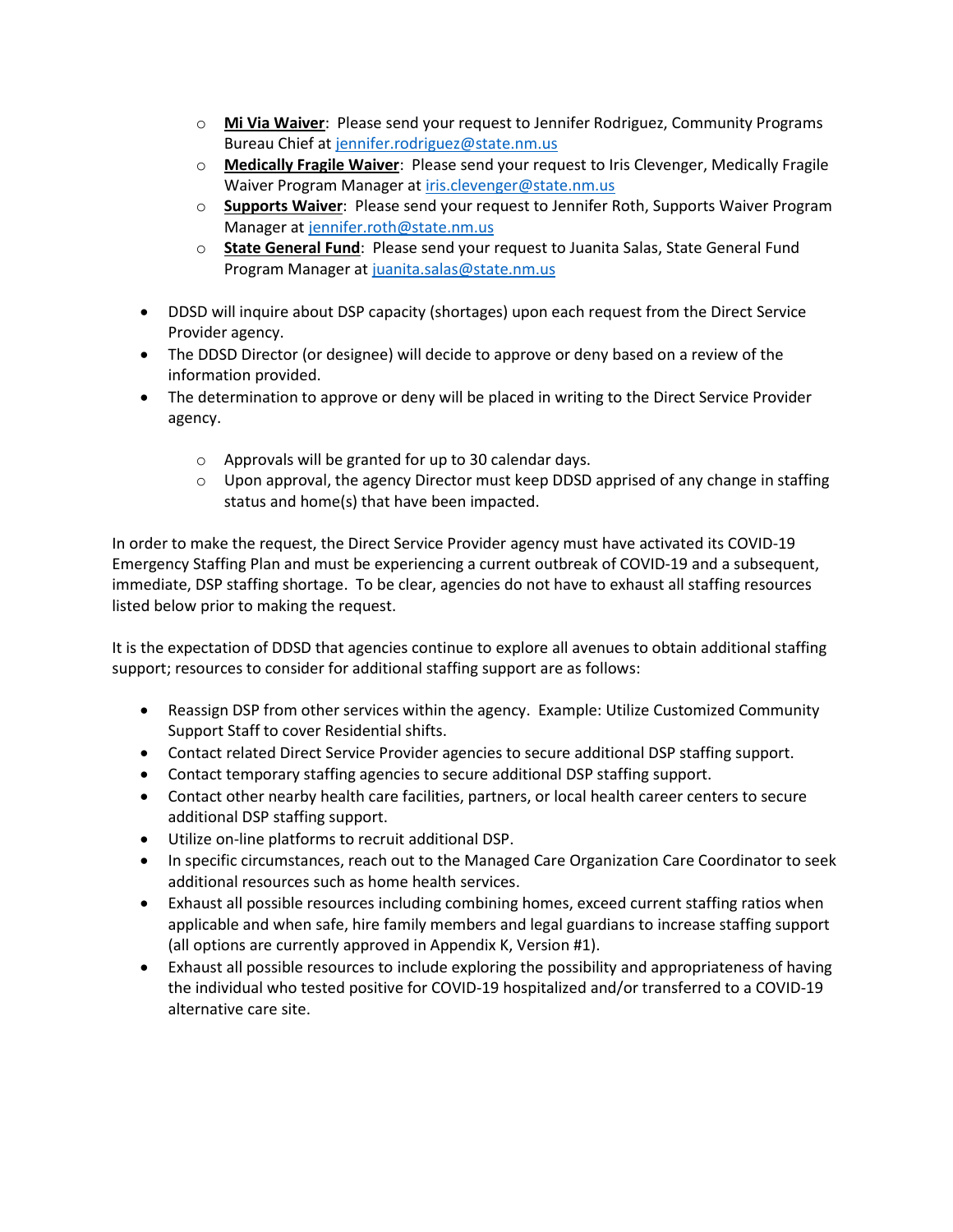- **Mi Via Waiver**: Please send your request to Jennifer Rodriguez, Community Programs Bureau Chief at jennifer.rodriguez@state.nm.us
  - **Medically Fragile Waiver**: Please send your request to Iris Clevenger, Medically Fragile Waiver Program Manager at iris.clevenger@state.nm.us
  - **Supports Waiver**: Please send your request to Jennifer Roth, Supports Waiver Program Manager at jennifer.roth@state.nm.us
  - **State General Fund**: Please send your request to Juanita Salas, State General Fund Program Manager at juanita.salas@state.nm.us

- DDSD will inquire about DSP capacity (shortages) upon each request from the Direct Service Provider agency.
- The DDSD Director (or designee) will decide to approve or deny based on a review of the information provided.
- The determination to approve or deny will be placed in writing to the Direct Service Provider agency.
  - Approvals will be granted for up to 30 calendar days.
  - Upon approval, the agency Director must keep DDSD apprised of any change in staffing status and home(s) that have been impacted.

In order to make the request, the Direct Service Provider agency must have activated its COVID-19 Emergency Staffing Plan and must be experiencing a current outbreak of COVID-19 and a subsequent, immediate, DSP staffing shortage. To be clear, agencies do not have to exhaust all staffing resources listed below prior to making the request.

It is the expectation of DDSD that agencies continue to explore all avenues to obtain additional staffing support; resources to consider for additional staffing support are as follows:

- Reassign DSP from other services within the agency. Example: Utilize Customized Community Support Staff to cover Residential shifts.
- Contact related Direct Service Provider agencies to secure additional DSP staffing support.
- Contact temporary staffing agencies to secure additional DSP staffing support.
- Contact other nearby health care facilities, partners, or local health career centers to secure additional DSP staffing support.
- Utilize on-line platforms to recruit additional DSP.
- In specific circumstances, reach out to the Managed Care Organization Care Coordinator to seek additional resources such as home health services.
- Exhaust all possible resources including combining homes, exceed current staffing ratios when applicable and when safe, hire family members and legal guardians to increase staffing support (all options are currently approved in Appendix K, Version #1).
- Exhaust all possible resources to include exploring the possibility and appropriateness of having the individual who tested positive for COVID-19 hospitalized and/or transferred to a COVID-19 alternative care site.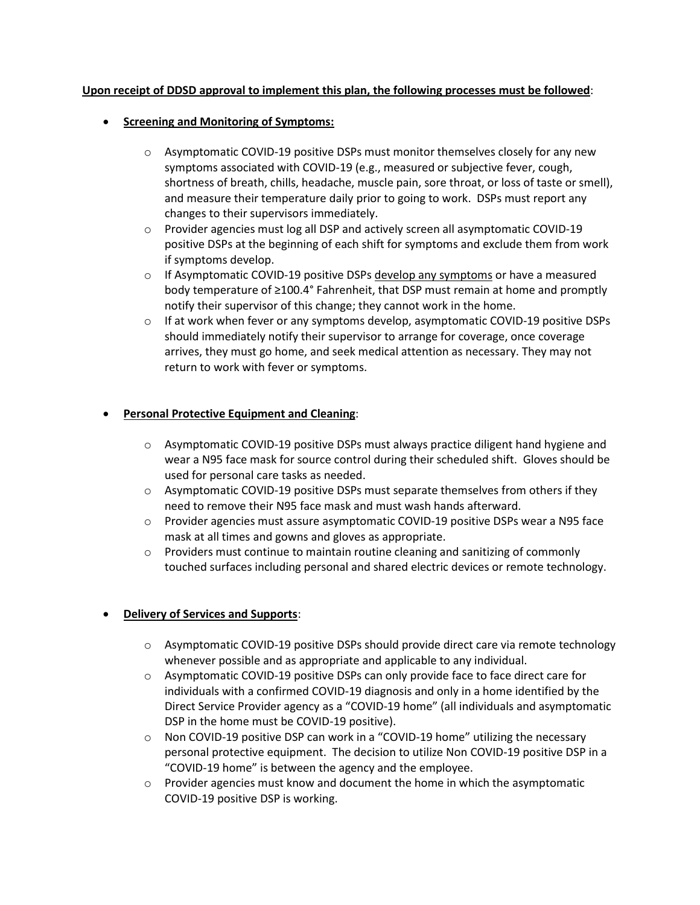**<u>Upon receipt of DDSD approval to implement this plan, the following processes must be followed</u>**:

- **<u>Screening and Monitoring of Symptoms:</u>**
  - Asymptomatic COVID-19 positive DSPs must monitor themselves closely for any new symptoms associated with COVID-19 (e.g., measured or subjective fever, cough, shortness of breath, chills, headache, muscle pain, sore throat, or loss of taste or smell), and measure their temperature daily prior to going to work. DSPs must report any changes to their supervisors immediately.
  - Provider agencies must log all DSP and actively screen all asymptomatic COVID-19 positive DSPs at the beginning of each shift for symptoms and exclude them from work if symptoms develop.
  - If Asymptomatic COVID-19 positive DSPs <u>develop any symptoms</u> or have a measured body temperature of ≥100.4° Fahrenheit, that DSP must remain at home and promptly notify their supervisor of this change; they cannot work in the home.
  - If at work when fever or any symptoms develop, asymptomatic COVID-19 positive DSPs should immediately notify their supervisor to arrange for coverage, once coverage arrives, they must go home, and seek medical attention as necessary. They may not return to work with fever or symptoms.

- **<u>Personal Protective Equipment and Cleaning</u>**:
  - Asymptomatic COVID-19 positive DSPs must always practice diligent hand hygiene and wear a N95 face mask for source control during their scheduled shift. Gloves should be used for personal care tasks as needed.
  - Asymptomatic COVID-19 positive DSPs must separate themselves from others if they need to remove their N95 face mask and must wash hands afterward.
  - Provider agencies must assure asymptomatic COVID-19 positive DSPs wear a N95 face mask at all times and gowns and gloves as appropriate.
  - Providers must continue to maintain routine cleaning and sanitizing of commonly touched surfaces including personal and shared electric devices or remote technology.

- **<u>Delivery of Services and Supports</u>**:
  - Asymptomatic COVID-19 positive DSPs should provide direct care via remote technology whenever possible and as appropriate and applicable to any individual.
  - Asymptomatic COVID-19 positive DSPs can only provide face to face direct care for individuals with a confirmed COVID-19 diagnosis and only in a home identified by the Direct Service Provider agency as a "COVID-19 home" (all individuals and asymptomatic DSP in the home must be COVID-19 positive).
  - Non COVID-19 positive DSP can work in a "COVID-19 home" utilizing the necessary personal protective equipment. The decision to utilize Non COVID-19 positive DSP in a "COVID-19 home" is between the agency and the employee.
  - Provider agencies must know and document the home in which the asymptomatic COVID-19 positive DSP is working.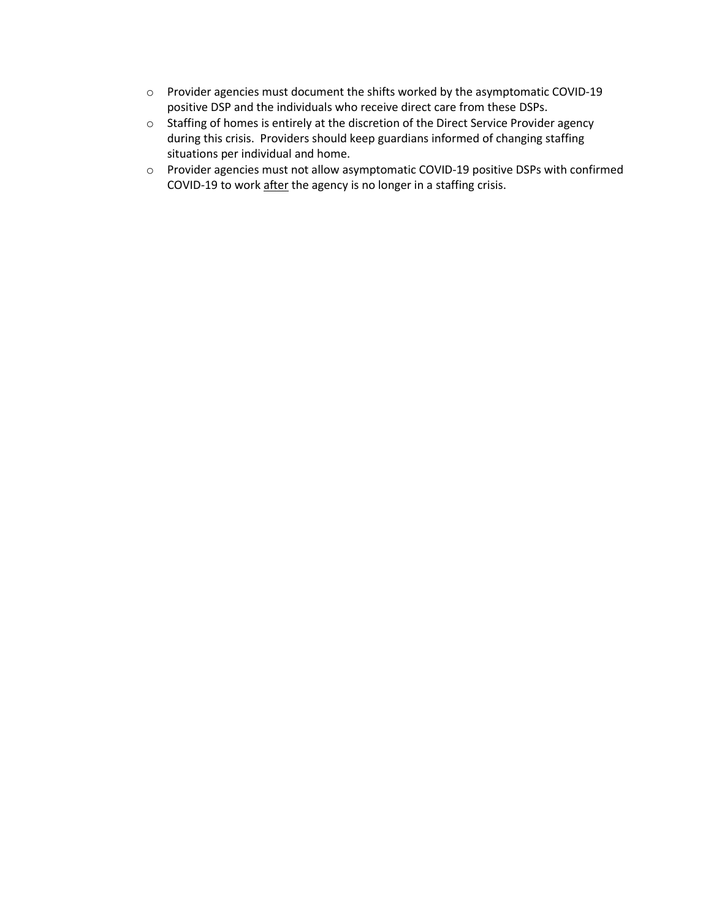- Provider agencies must document the shifts worked by the asymptomatic COVID-19 positive DSP and the individuals who receive direct care from these DSPs.
- Staffing of homes is entirely at the discretion of the Direct Service Provider agency during this crisis. Providers should keep guardians informed of changing staffing situations per individual and home.
- Provider agencies must not allow asymptomatic COVID-19 positive DSPs with confirmed COVID-19 to work <u>after</u> the agency is no longer in a staffing crisis.